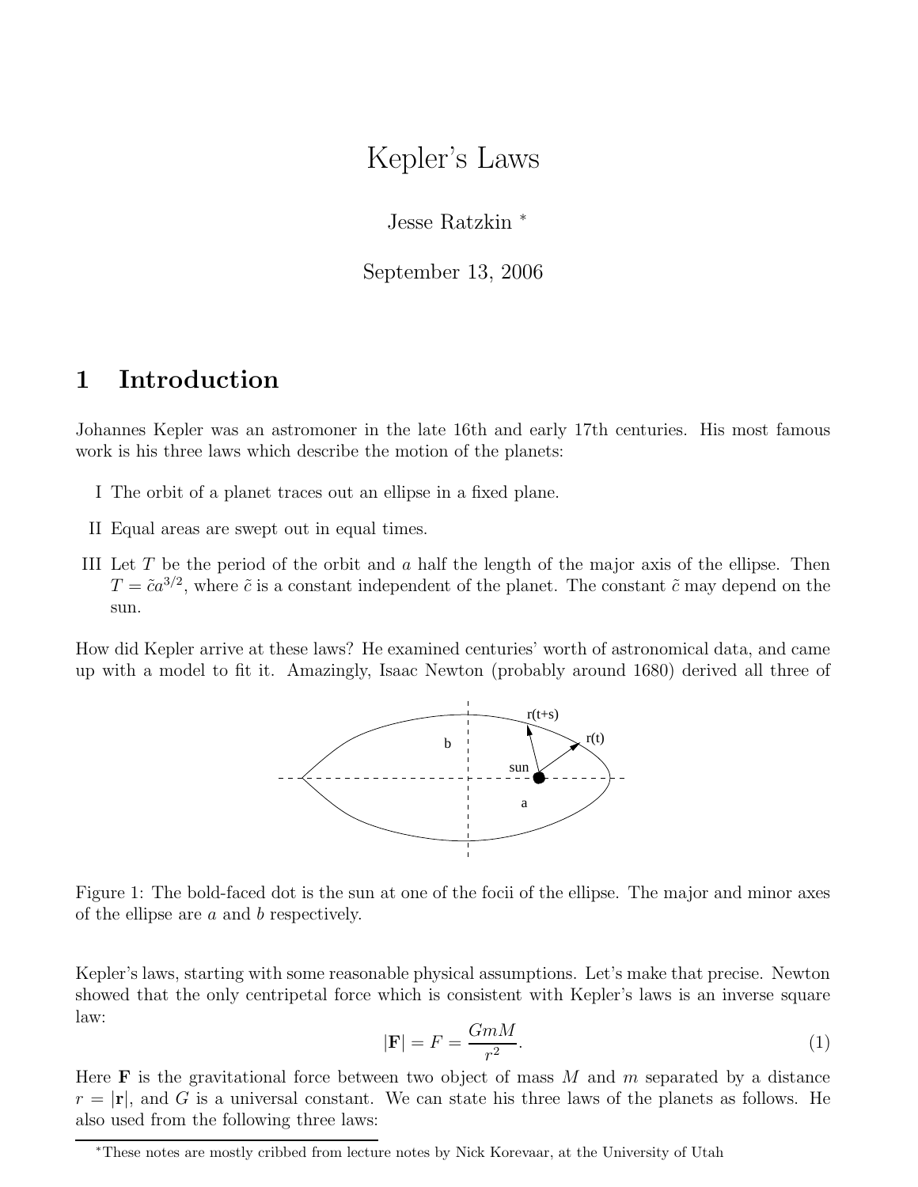# Kepler's Laws

Jesse Ratzkin [*]

September 13, 2006

## 1 Introduction

Johannes Kepler was an astromoner in the late 16th and early 17th centuries. His most famous work is his three laws which describe the motion of the planets:

I The orbit of a planet traces out an ellipse in a fixed plane.

II Equal areas are swept out in equal times.

III Let $T$ be the period of the orbit and $a$ half the length of the major axis of the ellipse. Then $T = \tilde{c}a^{3/2}$, where $\tilde{c}$ is a constant independent of the planet. The constant $\tilde{c}$ may depend on the sun.

How did Kepler arrive at these laws? He examined centuries' worth of astronomical data, and came up with a model to fit it. Amazingly, Isaac Newton (probably around 1680) derived all three of

Figure 1: The bold-faced dot is the sun at one of the focii of the ellipse. The major and minor axes of the ellipse are $a$ and $b$ respectively.

Kepler's laws, starting with some reasonable physical assumptions. Let's make that precise. Newton showed that the only centripetal force which is consistent with Kepler's laws is an inverse square law:

$$|\mathbf{F}| = F = \frac{GmM}{r^2}. \tag{1}$$

Here $\mathbf{F}$ is the gravitational force between two object of mass $M$ and $m$ separated by a distance $r = |\mathbf{r}|$, and $G$ is a universal constant. We can state his three laws of the planets as follows. He also used from the following three laws:

[*] These notes are mostly cribbed from lecture notes by Nick Korevaar, at the University of Utah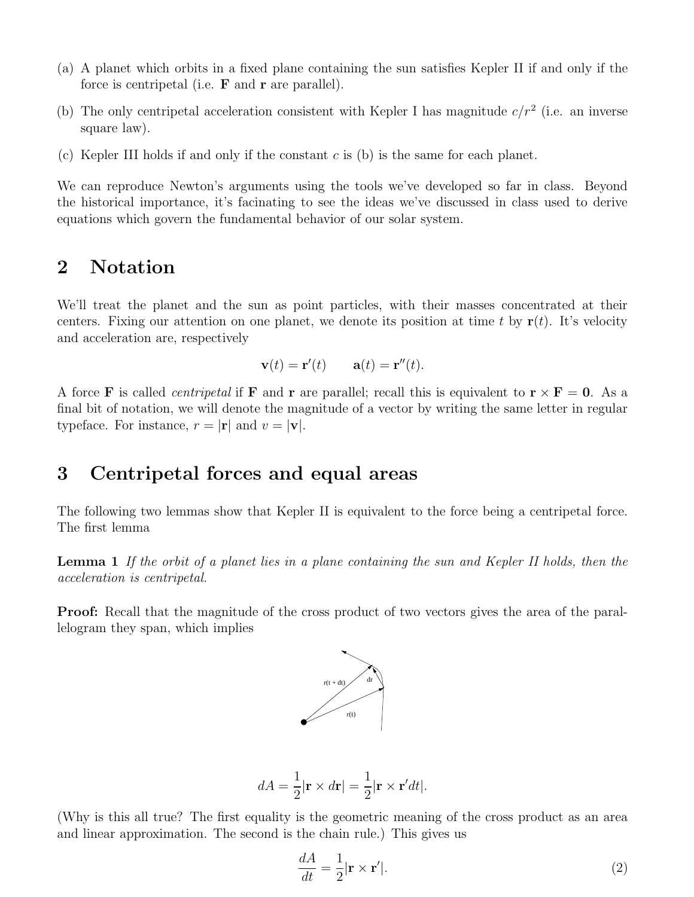(a) A planet which orbits in a fixed plane containing the sun satisfies Kepler II if and only if the force is centripetal (i.e. $\mathbf{F}$ and $\mathbf{r}$ are parallel).

(b) The only centripetal acceleration consistent with Kepler I has magnitude $c/r^2$ (i.e. an inverse square law).

(c) Kepler III holds if and only if the constant $c$ is (b) is the same for each planet.

We can reproduce Newton's arguments using the tools we've developed so far in class. Beyond the historical importance, it's facinating to see the ideas we've discussed in class used to derive equations which govern the fundamental behavior of our solar system.

## 2 Notation

We'll treat the planet and the sun as point particles, with their masses concentrated at their centers. Fixing our attention on one planet, we denote its position at time $t$ by $\mathbf{r}(t)$. It's velocity and acceleration are, respectively

$$\mathbf{v}(t) = \mathbf{r}'(t) \qquad \mathbf{a}(t) = \mathbf{r}''(t).$$

A force $\mathbf{F}$ is called *centripetal* if $\mathbf{F}$ and $\mathbf{r}$ are parallel; recall this is equivalent to $\mathbf{r} \times \mathbf{F} = \mathbf{0}$. As a final bit of notation, we will denote the magnitude of a vector by writing the same letter in regular typeface. For instance, $r = |\mathbf{r}|$ and $v = |\mathbf{v}|$.

## 3 Centripetal forces and equal areas

The following two lemmas show that Kepler II is equivalent to the force being a centripetal force. The first lemma

**Lemma 1** *If the orbit of a planet lies in a plane containing the sun and Kepler II holds, then the acceleration is centripetal.*

**Proof:** Recall that the magnitude of the cross product of two vectors gives the area of the parallelogram they span, which implies

$$dA = \frac{1}{2}|\mathbf{r} \times d\mathbf{r}| = \frac{1}{2}|\mathbf{r} \times \mathbf{r}' dt|.$$

(Why is this all true? The first equality is the geometric meaning of the cross product as an area and linear approximation. The second is the chain rule.) This gives us

$$\frac{dA}{dt} = \frac{1}{2}|\mathbf{r} \times \mathbf{r}'|. \tag{2}$$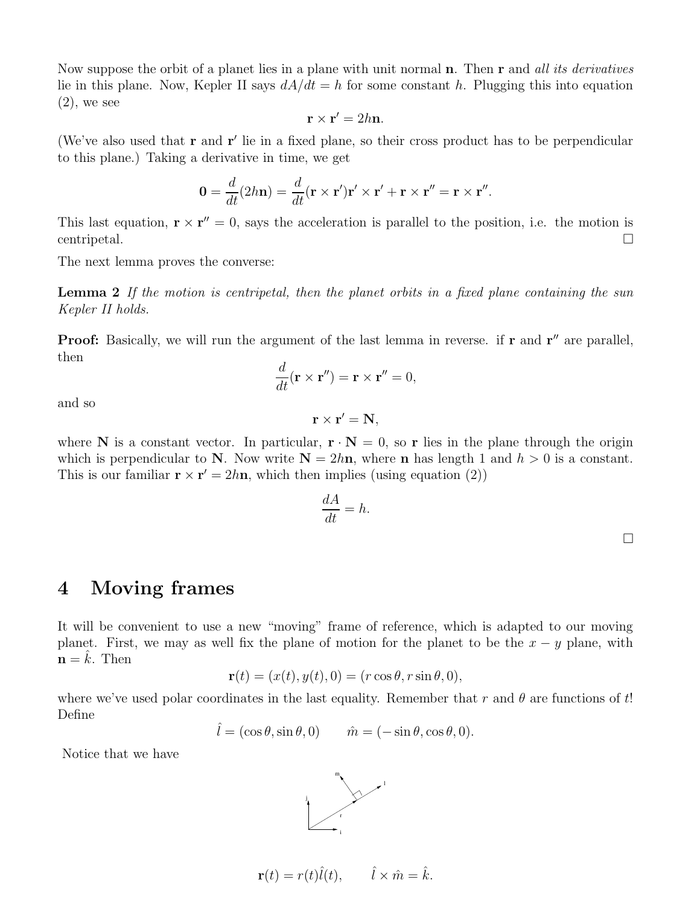Now suppose the orbit of a planet lies in a plane with unit normal $\mathbf{n}$. Then $\mathbf{r}$ and *all its derivatives* lie in this plane. Now, Kepler II says $dA/dt = h$ for some constant $h$. Plugging this into equation (2), we see

$$\mathbf{r} \times \mathbf{r}' = 2h\mathbf{n}.$$

(We've also used that $\mathbf{r}$ and $\mathbf{r}'$ lie in a fixed plane, so their cross product has to be perpendicular to this plane.) Taking a derivative in time, we get

$$\mathbf{0} = \frac{d}{dt}(2h\mathbf{n}) = \frac{d}{dt}(\mathbf{r} \times \mathbf{r}')\mathbf{r}' \times \mathbf{r}' + \mathbf{r} \times \mathbf{r}'' = \mathbf{r} \times \mathbf{r}''.$$

This last equation, $\mathbf{r} \times \mathbf{r}'' = 0$, says the acceleration is parallel to the position, i.e. the motion is centripetal. □

The next lemma proves the converse:

**Lemma 2** *If the motion is centripetal, then the planet orbits in a fixed plane containing the sun Kepler II holds.*

**Proof:** Basically, we will run the argument of the last lemma in reverse. if $\mathbf{r}$ and $\mathbf{r}''$ are parallel, then

$$\frac{d}{dt}(\mathbf{r} \times \mathbf{r}'') = \mathbf{r} \times \mathbf{r}'' = 0,$$

and so

$$\mathbf{r} \times \mathbf{r}' = \mathbf{N},$$

where $\mathbf{N}$ is a constant vector. In particular, $\mathbf{r} \cdot \mathbf{N} = 0$, so $\mathbf{r}$ lies in the plane through the origin which is perpendicular to $\mathbf{N}$. Now write $\mathbf{N} = 2h\mathbf{n}$, where $\mathbf{n}$ has length 1 and $h > 0$ is a constant. This is our familiar $\mathbf{r} \times \mathbf{r}' = 2h\mathbf{n}$, which then implies (using equation (2))

$$\frac{dA}{dt} = h.$$

□

# 4 Moving frames

It will be convenient to use a new "moving" frame of reference, which is adapted to our moving planet. First, we may as well fix the plane of motion for the planet to be the $x-y$ plane, with $\mathbf{n} = \hat{k}$. Then

$$\mathbf{r}(t) = (x(t), y(t), 0) = (r\cos\theta, r\sin\theta, 0),$$

where we've used polar coordinates in the last equality. Remember that $r$ and $\theta$ are functions of $t$! Define

$$\hat{l} = (\cos\theta, \sin\theta, 0) \qquad \hat{m} = (-\sin\theta, \cos\theta, 0).$$

Notice that we have

$$\mathbf{r}(t) = r(t)\hat{l}(t), \qquad \hat{l} \times \hat{m} = \hat{k}.$$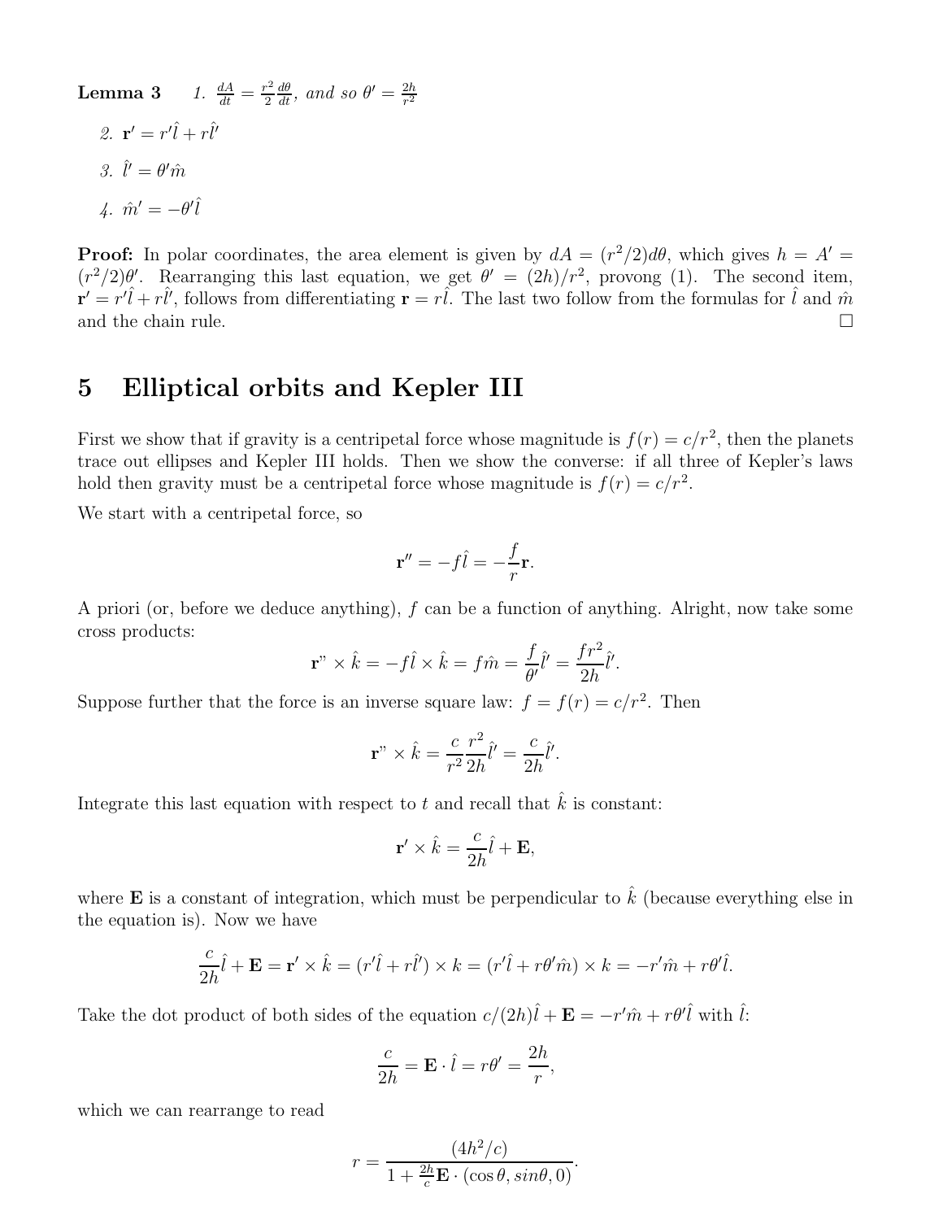**Lemma 3**

1. $\frac{dA}{dt} = \frac{r^2}{2}\frac{d\theta}{dt}$, *and so* $\theta' = \frac{2h}{r^2}$
2. $\mathbf{r}' = r'\hat{l} + r\hat{l}'$
3. $\hat{l}' = \theta'\hat{m}$
4. $\hat{m}' = -\theta'\hat{l}$

**Proof:** In polar coordinates, the area element is given by $dA = (r^2/2)d\theta$, which gives $h = A' = (r^2/2)\theta'$. Rearranging this last equation, we get $\theta' = (2h)/r^2$, provong (1). The second item, $\mathbf{r}' = r'\hat{l} + r\hat{l}'$, follows from differentiating $\mathbf{r} = r\hat{l}$. The last two follow from the formulas for $\hat{l}$ and $\hat{m}$ and the chain rule. $\square$

# 5 Elliptical orbits and Kepler III

First we show that if gravity is a centripetal force whose magnitude is $f(r) = c/r^2$, then the planets trace out ellipses and Kepler III holds. Then we show the converse: if all three of Kepler's laws hold then gravity must be a centripetal force whose magnitude is $f(r) = c/r^2$.

We start with a centripetal force, so

$$\mathbf{r}'' = -f\hat{l} = -\frac{f}{r}\mathbf{r}.$$

A priori (or, before we deduce anything), $f$ can be a function of anything. Alright, now take some cross products:

$$\mathbf{r}\text{''} \times \hat{k} = -f\hat{l} \times \hat{k} = f\hat{m} = \frac{f}{\theta'}\hat{l}' = \frac{fr^2}{2h}\hat{l}'.$$

Suppose further that the force is an inverse square law: $f = f(r) = c/r^2$. Then

$$\mathbf{r}\text{''} \times \hat{k} = \frac{c}{r^2}\frac{r^2}{2h}\hat{l}' = \frac{c}{2h}\hat{l}'.$$

Integrate this last equation with respect to $t$ and recall that $\hat{k}$ is constant:

$$\mathbf{r}' \times \hat{k} = \frac{c}{2h}\hat{l} + \mathbf{E},$$

where $\mathbf{E}$ is a constant of integration, which must be perpendicular to $\hat{k}$ (because everything else in the equation is). Now we have

$$\frac{c}{2h}\hat{l} + \mathbf{E} = \mathbf{r}' \times \hat{k} = (r'\hat{l} + r\hat{l}') \times k = (r'\hat{l} + r\theta'\hat{m}) \times k = -r'\hat{m} + r\theta'\hat{l}.$$

Take the dot product of both sides of the equation $c/(2h)\hat{l} + \mathbf{E} = -r'\hat{m} + r\theta'\hat{l}$ with $\hat{l}$:

$$\frac{c}{2h} = \mathbf{E} \cdot \hat{l} = r\theta' = \frac{2h}{r},$$

which we can rearrange to read

$$r = \frac{(4h^2/c)}{1 + \frac{2h}{c}\mathbf{E} \cdot (\cos\theta, sin\theta, 0)}.$$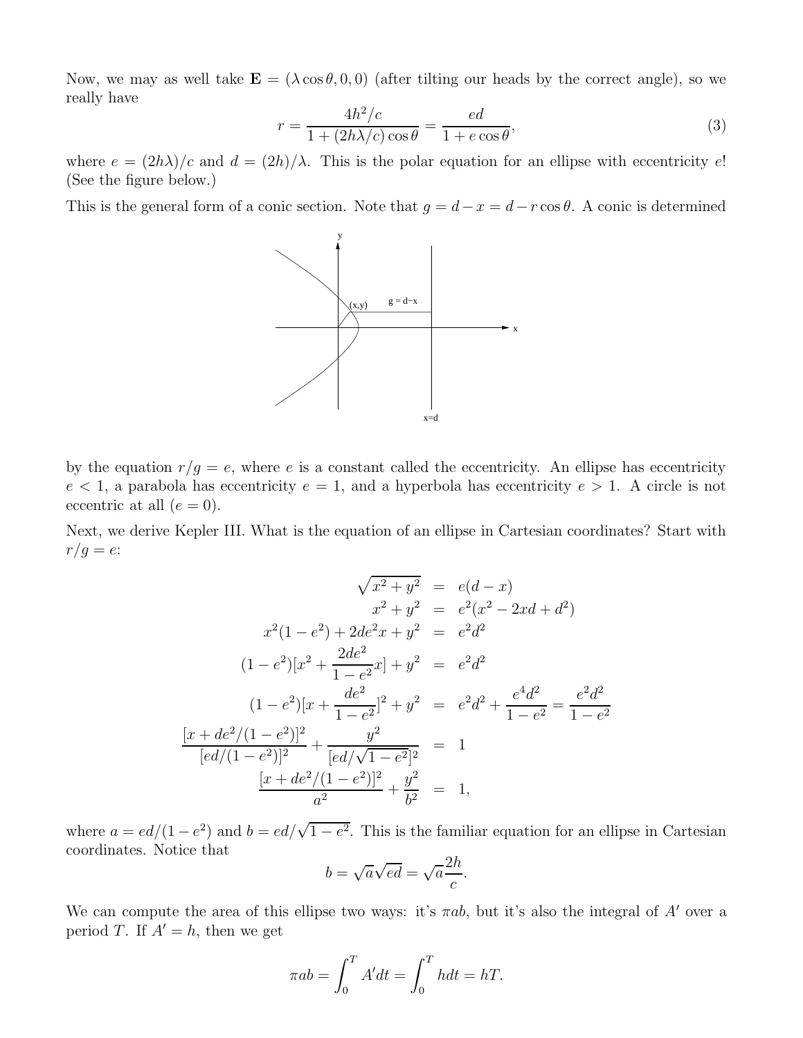Now, we may as well take $\mathbf{E} = (\lambda \cos\theta, 0, 0)$ (after tilting our heads by the correct angle), so we really have

$$r = \frac{4h^2/c}{1 + (2h\lambda/c)\cos\theta} = \frac{ed}{1 + e\cos\theta}, \tag{3}$$

where $e = (2h\lambda)/c$ and $d = (2h)/\lambda$. This is the polar equation for an ellipse with eccentricity $e$! (See the figure below.)

This is the general form of a conic section. Note that $g = d - x = d - r\cos\theta$. A conic is determined by the equation $r/g = e$, where $e$ is a constant called the eccentricity. An ellipse has eccentricity $e < 1$, a parabola has eccentricity $e = 1$, and a hyperbola has eccentricity $e > 1$. A circle is not eccentric at all ($e = 0$).

Next, we derive Kepler III. What is the equation of an ellipse in Cartesian coordinates? Start with $r/g = e$:

$$
\begin{aligned}
\sqrt{x^2 + y^2} &= e(d - x) \\
x^2 + y^2 &= e^2(x^2 - 2xd + d^2) \\
x^2(1 - e^2) + 2de^2x + y^2 &= e^2d^2 \\
(1 - e^2)[x^2 + \frac{2de^2}{1 - e^2}x] + y^2 &= e^2d^2 \\
(1 - e^2)[x + \frac{de^2}{1 - e^2}]^2 + y^2 &= e^2d^2 + \frac{e^4d^2}{1 - e^2} = \frac{e^2d^2}{1 - e^2} \\
\frac{[x + de^2/(1 - e^2)]^2}{[ed/(1 - e^2)]^2} + \frac{y^2}{[ed/\sqrt{1 - e^2}]^2} &= 1 \\
\frac{[x + de^2/(1 - e^2)]^2}{a^2} + \frac{y^2}{b^2} &= 1,
\end{aligned}
$$

where $a = ed/(1 - e^2)$ and $b = ed/\sqrt{1 - e^2}$. This is the familiar equation for an ellipse in Cartesian coordinates. Notice that

$$b = \sqrt{a}\sqrt{ed} = \sqrt{a}\frac{2h}{c}.$$

We can compute the area of this ellipse two ways: it's $\pi ab$, but it's also the integral of $A'$ over a period $T$. If $A' = h$, then we get

$$\pi ab = \int_0^T A'dt = \int_0^T h dt = hT.$$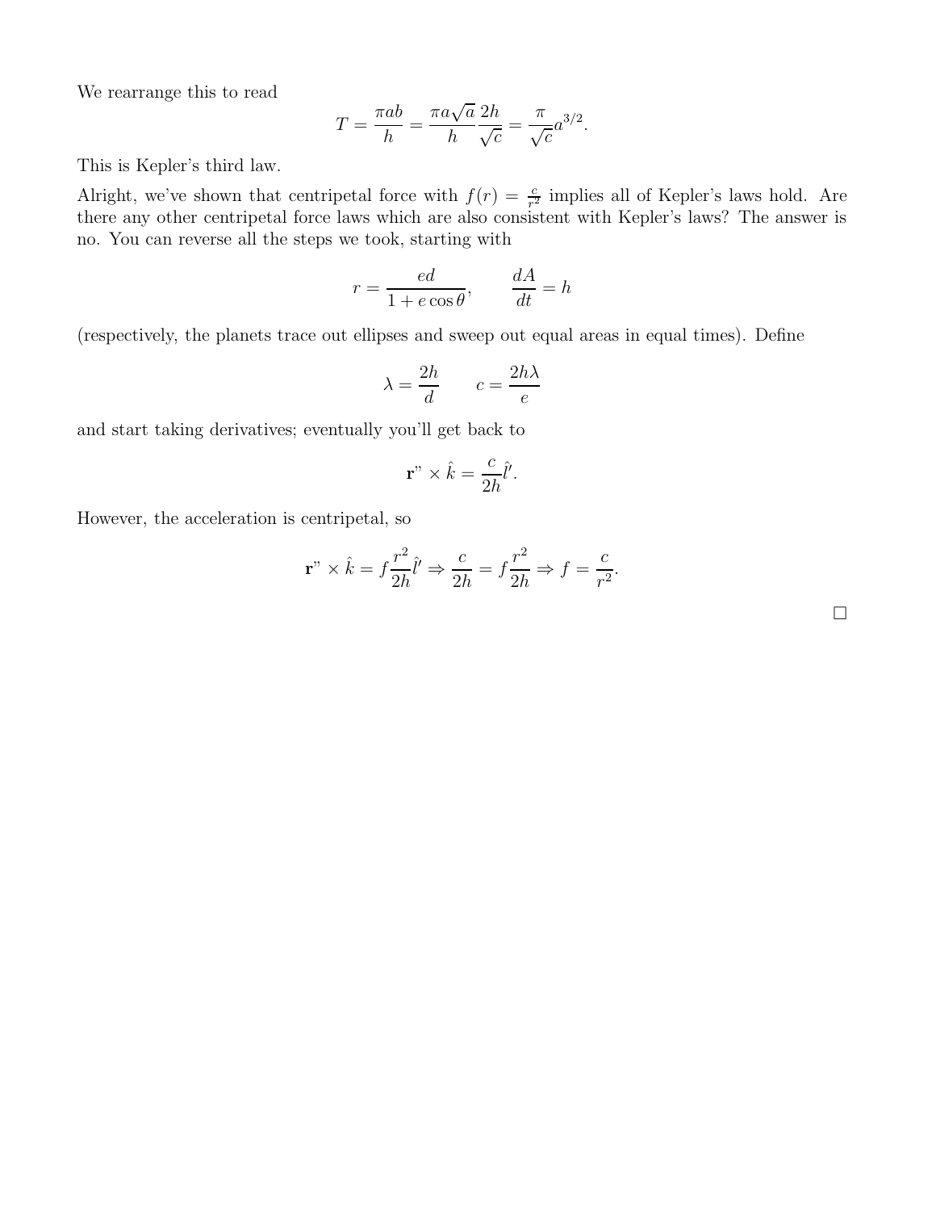We rearrange this to read

$$T = \frac{\pi ab}{h} = \frac{\pi a\sqrt{a}}{h}\frac{2h}{\sqrt{c}} = \frac{\pi}{\sqrt{c}}a^{3/2}.$$

This is Kepler's third law.

Alright, we've shown that centripetal force with $f(r) = \frac{c}{r^2}$ implies all of Kepler's laws hold. Are there any other centripetal force laws which are also consistent with Kepler's laws? The answer is no. You can reverse all the steps we took, starting with

$$r = \frac{ed}{1 + e\cos\theta}, \qquad \frac{dA}{dt} = h$$

(respectively, the planets trace out ellipses and sweep out equal areas in equal times). Define

$$\lambda = \frac{2h}{d} \qquad c = \frac{2h\lambda}{e}$$

and start taking derivatives; eventually you'll get back to

$$\mathbf{r}" \times \hat{k} = \frac{c}{2h}\hat{l}'.$$

However, the acceleration is centripetal, so

$$\mathbf{r}" \times \hat{k} = f\frac{r^2}{2h}\hat{l}' \Rightarrow \frac{c}{2h} = f\frac{r^2}{2h} \Rightarrow f = \frac{c}{r^2}.$$

□